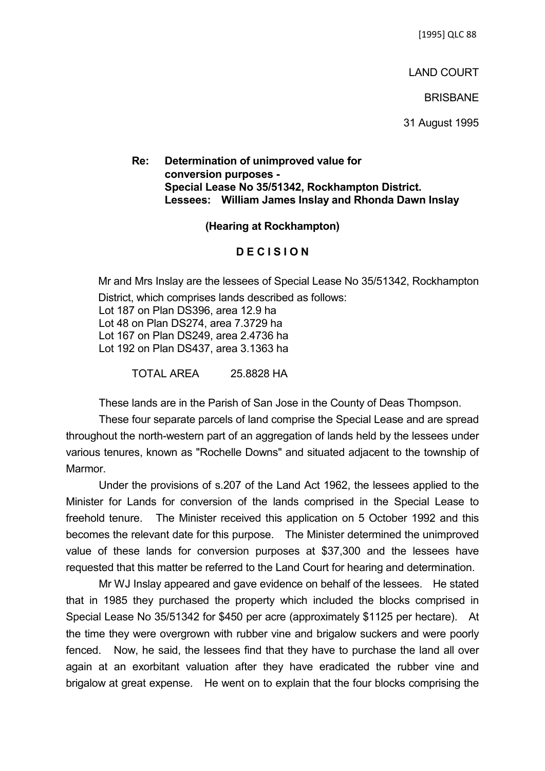[1995] QLC 88

LAND COURT

BRISBANE

31 August 1995

**Re: Determination of unimproved value for conversion purposes - Special Lease No 35/51342, Rockhampton District. Lessees: William James Inslay and Rhonda Dawn Inslay**

**(Hearing at Rockhampton)**

**D E C I S I O N**

Mr and Mrs Inslay are the lessees of Special Lease No 35/51342, Rockhampton District, which comprises lands described as follows:

Lot 187 on Plan DS396, area 12.9 ha
Lot 48 on Plan DS274, area 7.3729 ha
Lot 167 on Plan DS249, area 2.4736 ha
Lot 192 on Plan DS437, area 3.1363 ha

TOTAL AREA 25.8828 HA

These lands are in the Parish of San Jose in the County of Deas Thompson.

These four separate parcels of land comprise the Special Lease and are spread throughout the north-western part of an aggregation of lands held by the lessees under various tenures, known as "Rochelle Downs" and situated adjacent to the township of Marmor.

Under the provisions of s.207 of the Land Act 1962, the lessees applied to the Minister for Lands for conversion of the lands comprised in the Special Lease to freehold tenure. The Minister received this application on 5 October 1992 and this becomes the relevant date for this purpose. The Minister determined the unimproved value of these lands for conversion purposes at $37,300 and the lessees have requested that this matter be referred to the Land Court for hearing and determination.

Mr WJ Inslay appeared and gave evidence on behalf of the lessees. He stated that in 1985 they purchased the property which included the blocks comprised in Special Lease No 35/51342 for $450 per acre (approximately $1125 per hectare). At the time they were overgrown with rubber vine and brigalow suckers and were poorly fenced. Now, he said, the lessees find that they have to purchase the land all over again at an exorbitant valuation after they have eradicated the rubber vine and brigalow at great expense. He went on to explain that the four blocks comprising the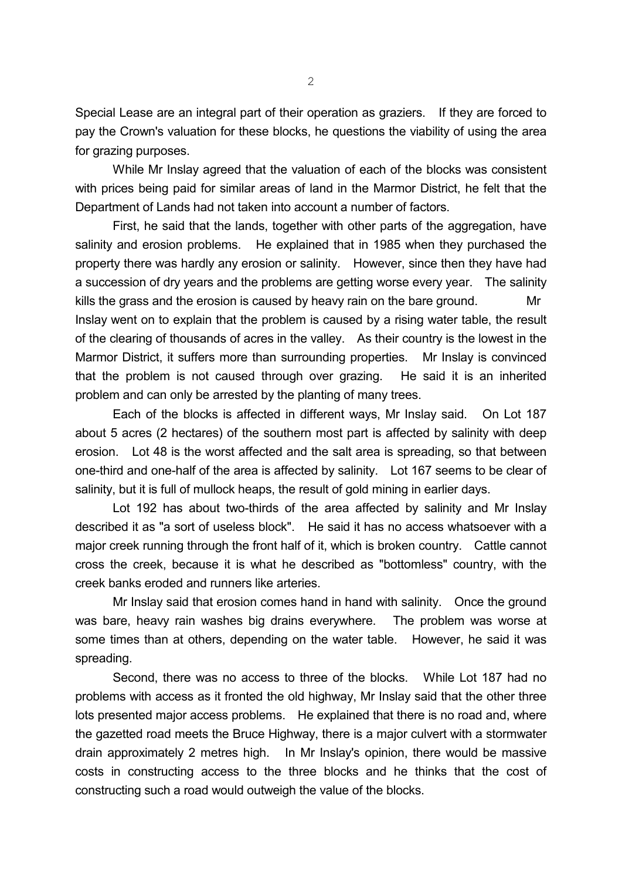Special Lease are an integral part of their operation as graziers. If they are forced to pay the Crown's valuation for these blocks, he questions the viability of using the area for grazing purposes.

While Mr Inslay agreed that the valuation of each of the blocks was consistent with prices being paid for similar areas of land in the Marmor District, he felt that the Department of Lands had not taken into account a number of factors.

First, he said that the lands, together with other parts of the aggregation, have salinity and erosion problems. He explained that in 1985 when they purchased the property there was hardly any erosion or salinity. However, since then they have had a succession of dry years and the problems are getting worse every year. The salinity kills the grass and the erosion is caused by heavy rain on the bare ground. Mr Inslay went on to explain that the problem is caused by a rising water table, the result of the clearing of thousands of acres in the valley. As their country is the lowest in the Marmor District, it suffers more than surrounding properties. Mr Inslay is convinced that the problem is not caused through over grazing. He said it is an inherited problem and can only be arrested by the planting of many trees.

Each of the blocks is affected in different ways, Mr Inslay said. On Lot 187 about 5 acres (2 hectares) of the southern most part is affected by salinity with deep erosion. Lot 48 is the worst affected and the salt area is spreading, so that between one-third and one-half of the area is affected by salinity. Lot 167 seems to be clear of salinity, but it is full of mullock heaps, the result of gold mining in earlier days.

Lot 192 has about two-thirds of the area affected by salinity and Mr Inslay described it as "a sort of useless block". He said it has no access whatsoever with a major creek running through the front half of it, which is broken country. Cattle cannot cross the creek, because it is what he described as "bottomless" country, with the creek banks eroded and runners like arteries.

Mr Inslay said that erosion comes hand in hand with salinity. Once the ground was bare, heavy rain washes big drains everywhere. The problem was worse at some times than at others, depending on the water table. However, he said it was spreading.

Second, there was no access to three of the blocks. While Lot 187 had no problems with access as it fronted the old highway, Mr Inslay said that the other three lots presented major access problems. He explained that there is no road and, where the gazetted road meets the Bruce Highway, there is a major culvert with a stormwater drain approximately 2 metres high. In Mr Inslay's opinion, there would be massive costs in constructing access to the three blocks and he thinks that the cost of constructing such a road would outweigh the value of the blocks.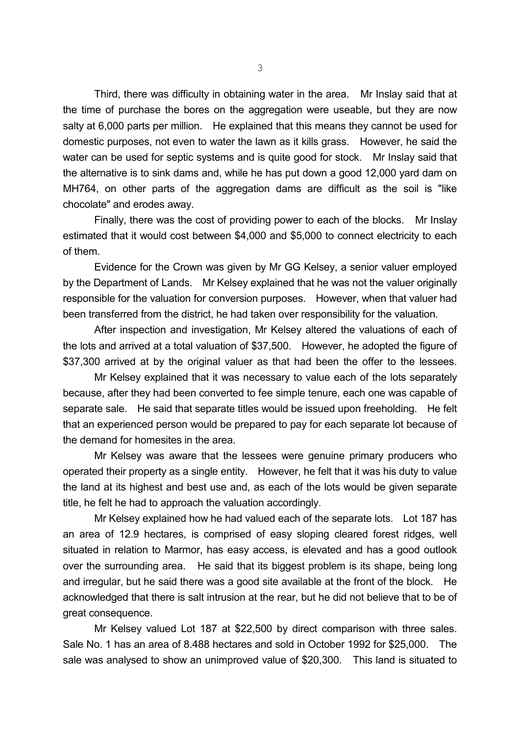Third, there was difficulty in obtaining water in the area. Mr Inslay said that at the time of purchase the bores on the aggregation were useable, but they are now salty at 6,000 parts per million. He explained that this means they cannot be used for domestic purposes, not even to water the lawn as it kills grass. However, he said the water can be used for septic systems and is quite good for stock. Mr Inslay said that the alternative is to sink dams and, while he has put down a good 12,000 yard dam on MH764, on other parts of the aggregation dams are difficult as the soil is "like chocolate" and erodes away.

Finally, there was the cost of providing power to each of the blocks. Mr Inslay estimated that it would cost between $4,000 and $5,000 to connect electricity to each of them.

Evidence for the Crown was given by Mr GG Kelsey, a senior valuer employed by the Department of Lands. Mr Kelsey explained that he was not the valuer originally responsible for the valuation for conversion purposes. However, when that valuer had been transferred from the district, he had taken over responsibility for the valuation.

After inspection and investigation, Mr Kelsey altered the valuations of each of the lots and arrived at a total valuation of $37,500. However, he adopted the figure of $37,300 arrived at by the original valuer as that had been the offer to the lessees.

Mr Kelsey explained that it was necessary to value each of the lots separately because, after they had been converted to fee simple tenure, each one was capable of separate sale. He said that separate titles would be issued upon freeholding. He felt that an experienced person would be prepared to pay for each separate lot because of the demand for homesites in the area.

Mr Kelsey was aware that the lessees were genuine primary producers who operated their property as a single entity. However, he felt that it was his duty to value the land at its highest and best use and, as each of the lots would be given separate title, he felt he had to approach the valuation accordingly.

Mr Kelsey explained how he had valued each of the separate lots. Lot 187 has an area of 12.9 hectares, is comprised of easy sloping cleared forest ridges, well situated in relation to Marmor, has easy access, is elevated and has a good outlook over the surrounding area. He said that its biggest problem is its shape, being long and irregular, but he said there was a good site available at the front of the block. He acknowledged that there is salt intrusion at the rear, but he did not believe that to be of great consequence.

Mr Kelsey valued Lot 187 at $22,500 by direct comparison with three sales. Sale No. 1 has an area of 8.488 hectares and sold in October 1992 for $25,000. The sale was analysed to show an unimproved value of $20,300. This land is situated to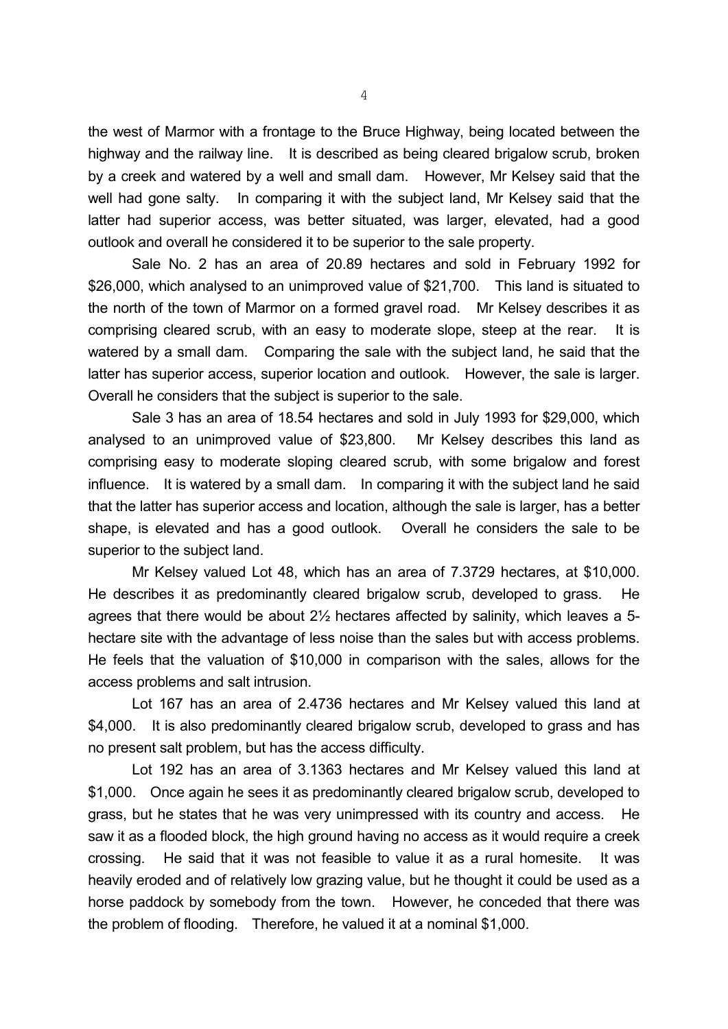the west of Marmor with a frontage to the Bruce Highway, being located between the highway and the railway line. It is described as being cleared brigalow scrub, broken by a creek and watered by a well and small dam. However, Mr Kelsey said that the well had gone salty. In comparing it with the subject land, Mr Kelsey said that the latter had superior access, was better situated, was larger, elevated, had a good outlook and overall he considered it to be superior to the sale property.

Sale No. 2 has an area of 20.89 hectares and sold in February 1992 for \$26,000, which analysed to an unimproved value of \$21,700. This land is situated to the north of the town of Marmor on a formed gravel road. Mr Kelsey describes it as comprising cleared scrub, with an easy to moderate slope, steep at the rear. It is watered by a small dam. Comparing the sale with the subject land, he said that the latter has superior access, superior location and outlook. However, the sale is larger. Overall he considers that the subject is superior to the sale.

Sale 3 has an area of 18.54 hectares and sold in July 1993 for \$29,000, which analysed to an unimproved value of \$23,800. Mr Kelsey describes this land as comprising easy to moderate sloping cleared scrub, with some brigalow and forest influence. It is watered by a small dam. In comparing it with the subject land he said that the latter has superior access and location, although the sale is larger, has a better shape, is elevated and has a good outlook. Overall he considers the sale to be superior to the subject land.

Mr Kelsey valued Lot 48, which has an area of 7.3729 hectares, at \$10,000. He describes it as predominantly cleared brigalow scrub, developed to grass. He agrees that there would be about 2½ hectares affected by salinity, which leaves a 5-hectare site with the advantage of less noise than the sales but with access problems. He feels that the valuation of \$10,000 in comparison with the sales, allows for the access problems and salt intrusion.

Lot 167 has an area of 2.4736 hectares and Mr Kelsey valued this land at \$4,000. It is also predominantly cleared brigalow scrub, developed to grass and has no present salt problem, but has the access difficulty.

Lot 192 has an area of 3.1363 hectares and Mr Kelsey valued this land at \$1,000. Once again he sees it as predominantly cleared brigalow scrub, developed to grass, but he states that he was very unimpressed with its country and access. He saw it as a flooded block, the high ground having no access as it would require a creek crossing. He said that it was not feasible to value it as a rural homesite. It was heavily eroded and of relatively low grazing value, but he thought it could be used as a horse paddock by somebody from the town. However, he conceded that there was the problem of flooding. Therefore, he valued it at a nominal \$1,000.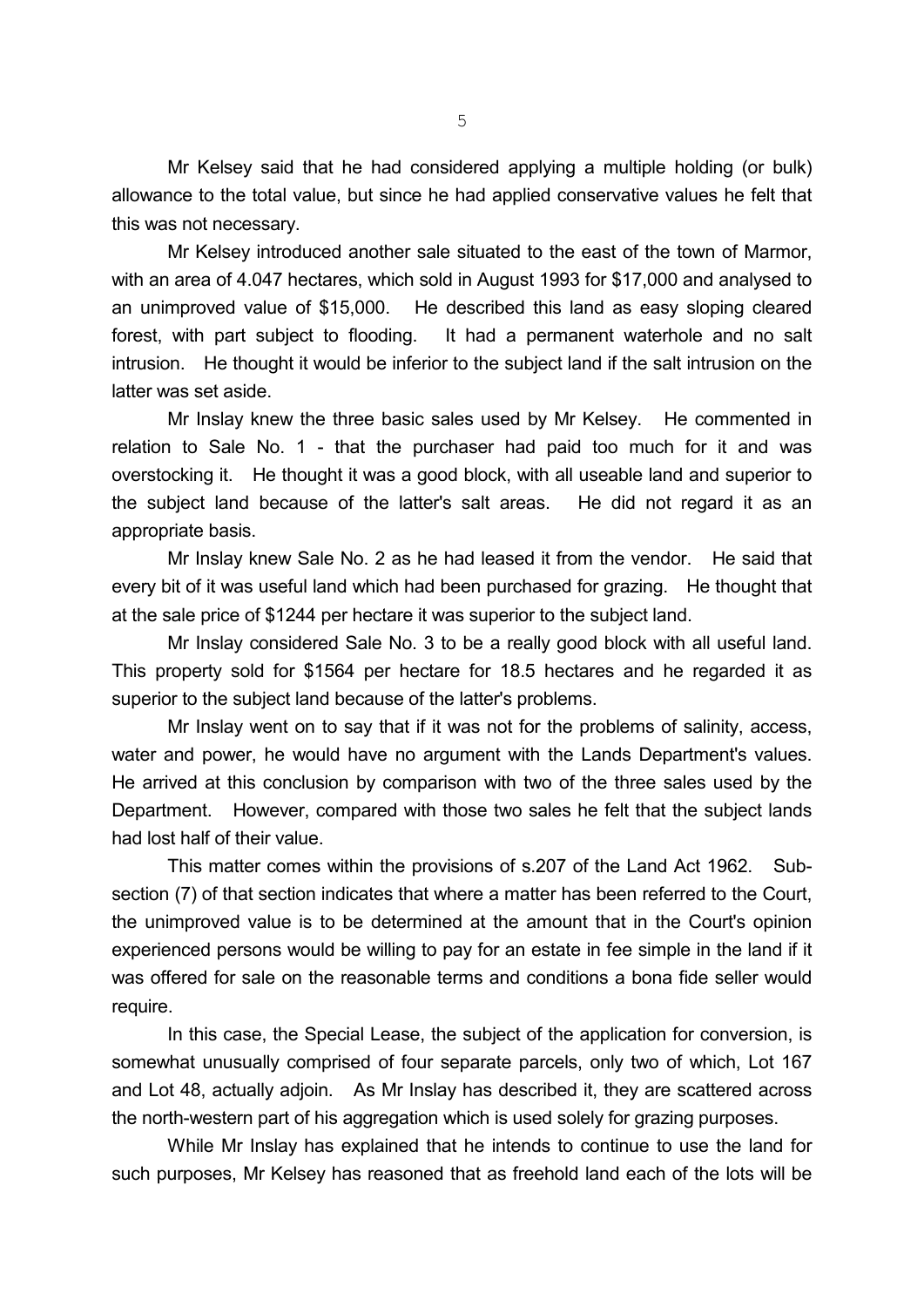Mr Kelsey said that he had considered applying a multiple holding (or bulk) allowance to the total value, but since he had applied conservative values he felt that this was not necessary.

Mr Kelsey introduced another sale situated to the east of the town of Marmor, with an area of 4.047 hectares, which sold in August 1993 for $17,000 and analysed to an unimproved value of $15,000. He described this land as easy sloping cleared forest, with part subject to flooding. It had a permanent waterhole and no salt intrusion. He thought it would be inferior to the subject land if the salt intrusion on the latter was set aside.

Mr Inslay knew the three basic sales used by Mr Kelsey. He commented in relation to Sale No. 1 - that the purchaser had paid too much for it and was overstocking it. He thought it was a good block, with all useable land and superior to the subject land because of the latter's salt areas. He did not regard it as an appropriate basis.

Mr Inslay knew Sale No. 2 as he had leased it from the vendor. He said that every bit of it was useful land which had been purchased for grazing. He thought that at the sale price of $1244 per hectare it was superior to the subject land.

Mr Inslay considered Sale No. 3 to be a really good block with all useful land. This property sold for $1564 per hectare for 18.5 hectares and he regarded it as superior to the subject land because of the latter's problems.

Mr Inslay went on to say that if it was not for the problems of salinity, access, water and power, he would have no argument with the Lands Department's values. He arrived at this conclusion by comparison with two of the three sales used by the Department. However, compared with those two sales he felt that the subject lands had lost half of their value.

This matter comes within the provisions of s.207 of the Land Act 1962. Sub-section (7) of that section indicates that where a matter has been referred to the Court, the unimproved value is to be determined at the amount that in the Court's opinion experienced persons would be willing to pay for an estate in fee simple in the land if it was offered for sale on the reasonable terms and conditions a bona fide seller would require.

In this case, the Special Lease, the subject of the application for conversion, is somewhat unusually comprised of four separate parcels, only two of which, Lot 167 and Lot 48, actually adjoin. As Mr Inslay has described it, they are scattered across the north-western part of his aggregation which is used solely for grazing purposes.

While Mr Inslay has explained that he intends to continue to use the land for such purposes, Mr Kelsey has reasoned that as freehold land each of the lots will be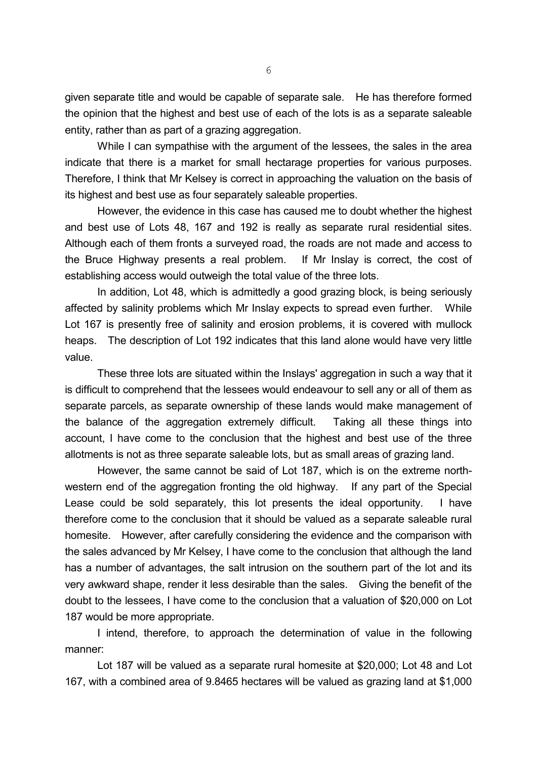given separate title and would be capable of separate sale. He has therefore formed the opinion that the highest and best use of each of the lots is as a separate saleable entity, rather than as part of a grazing aggregation.

While I can sympathise with the argument of the lessees, the sales in the area indicate that there is a market for small hectarage properties for various purposes. Therefore, I think that Mr Kelsey is correct in approaching the valuation on the basis of its highest and best use as four separately saleable properties.

However, the evidence in this case has caused me to doubt whether the highest and best use of Lots 48, 167 and 192 is really as separate rural residential sites. Although each of them fronts a surveyed road, the roads are not made and access to the Bruce Highway presents a real problem. If Mr Inslay is correct, the cost of establishing access would outweigh the total value of the three lots.

In addition, Lot 48, which is admittedly a good grazing block, is being seriously affected by salinity problems which Mr Inslay expects to spread even further. While Lot 167 is presently free of salinity and erosion problems, it is covered with mullock heaps. The description of Lot 192 indicates that this land alone would have very little value.

These three lots are situated within the Inslays' aggregation in such a way that it is difficult to comprehend that the lessees would endeavour to sell any or all of them as separate parcels, as separate ownership of these lands would make management of the balance of the aggregation extremely difficult. Taking all these things into account, I have come to the conclusion that the highest and best use of the three allotments is not as three separate saleable lots, but as small areas of grazing land.

However, the same cannot be said of Lot 187, which is on the extreme north-western end of the aggregation fronting the old highway. If any part of the Special Lease could be sold separately, this lot presents the ideal opportunity. I have therefore come to the conclusion that it should be valued as a separate saleable rural homesite. However, after carefully considering the evidence and the comparison with the sales advanced by Mr Kelsey, I have come to the conclusion that although the land has a number of advantages, the salt intrusion on the southern part of the lot and its very awkward shape, render it less desirable than the sales. Giving the benefit of the doubt to the lessees, I have come to the conclusion that a valuation of $20,000 on Lot 187 would be more appropriate.

I intend, therefore, to approach the determination of value in the following manner:

Lot 187 will be valued as a separate rural homesite at $20,000; Lot 48 and Lot 167, with a combined area of 9.8465 hectares will be valued as grazing land at $1,000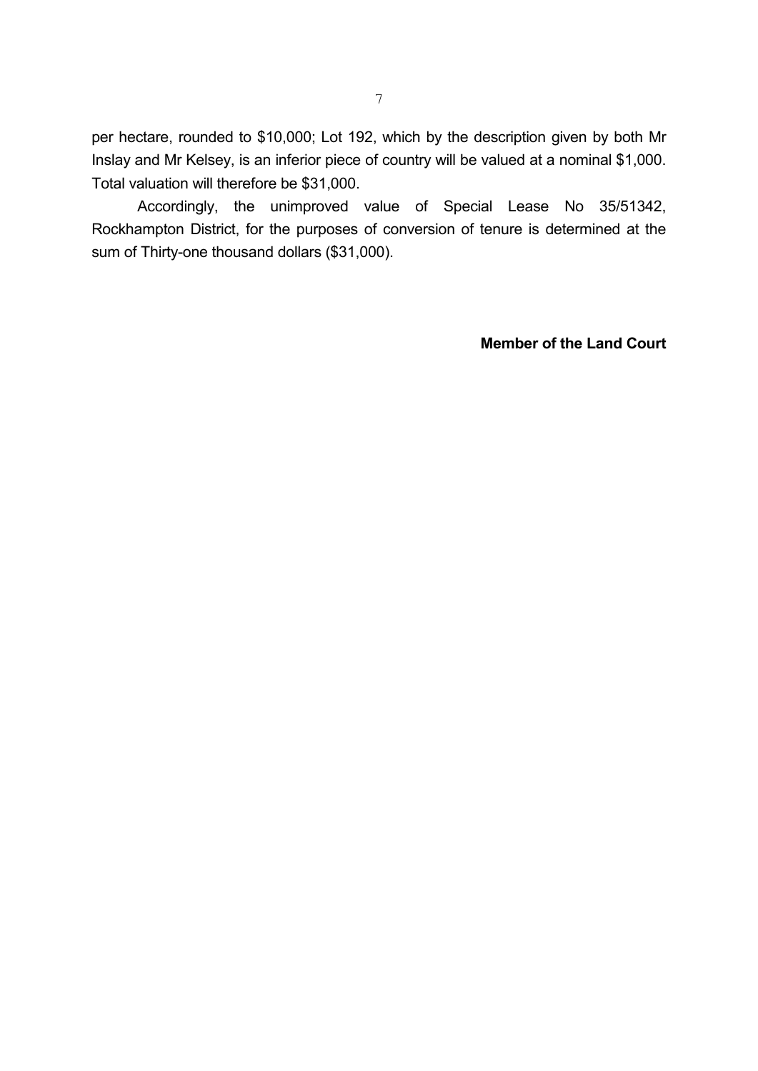per hectare, rounded to $10,000; Lot 192, which by the description given by both Mr Inslay and Mr Kelsey, is an inferior piece of country will be valued at a nominal $1,000. Total valuation will therefore be $31,000.

Accordingly, the unimproved value of Special Lease No 35/51342, Rockhampton District, for the purposes of conversion of tenure is determined at the sum of Thirty-one thousand dollars ($31,000).

**Member of the Land Court**